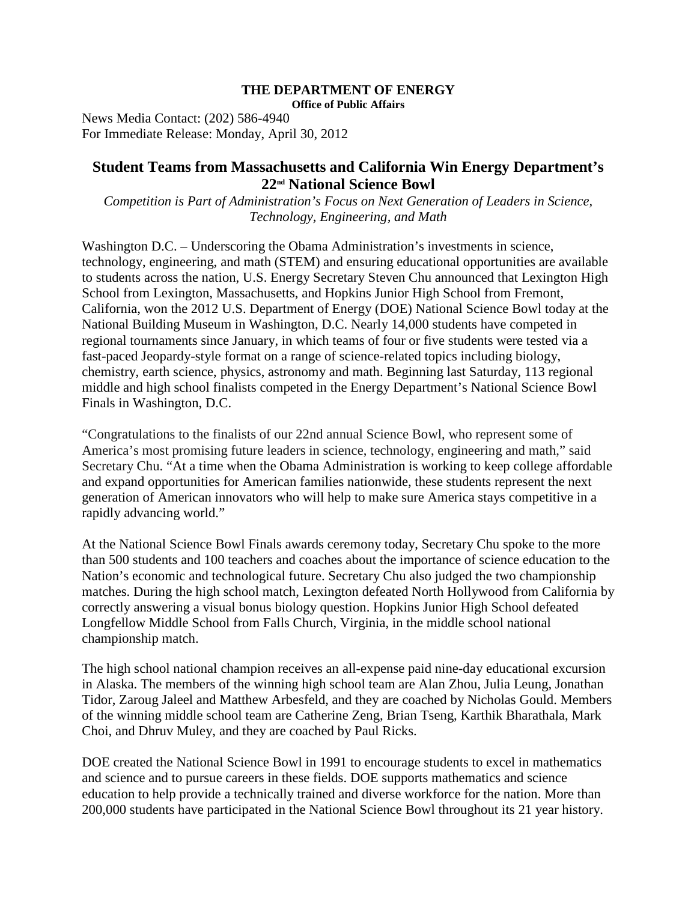**THE DEPARTMENT OF ENERGY**
**Office of Public Affairs**

News Media Contact: (202) 586-4940
For Immediate Release: Monday, April 30, 2012

## Student Teams from Massachusetts and California Win Energy Department's 22nd National Science Bowl

*Competition is Part of Administration's Focus on Next Generation of Leaders in Science, Technology, Engineering, and Math*

Washington D.C. – Underscoring the Obama Administration's investments in science, technology, engineering, and math (STEM) and ensuring educational opportunities are available to students across the nation, U.S. Energy Secretary Steven Chu announced that Lexington High School from Lexington, Massachusetts, and Hopkins Junior High School from Fremont, California, won the 2012 U.S. Department of Energy (DOE) National Science Bowl today at the National Building Museum in Washington, D.C. Nearly 14,000 students have competed in regional tournaments since January, in which teams of four or five students were tested via a fast-paced Jeopardy-style format on a range of science-related topics including biology, chemistry, earth science, physics, astronomy and math. Beginning last Saturday, 113 regional middle and high school finalists competed in the Energy Department's National Science Bowl Finals in Washington, D.C.

"Congratulations to the finalists of our 22nd annual Science Bowl, who represent some of America's most promising future leaders in science, technology, engineering and math," said Secretary Chu. "At a time when the Obama Administration is working to keep college affordable and expand opportunities for American families nationwide, these students represent the next generation of American innovators who will help to make sure America stays competitive in a rapidly advancing world."

At the National Science Bowl Finals awards ceremony today, Secretary Chu spoke to the more than 500 students and 100 teachers and coaches about the importance of science education to the Nation's economic and technological future. Secretary Chu also judged the two championship matches. During the high school match, Lexington defeated North Hollywood from California by correctly answering a visual bonus biology question. Hopkins Junior High School defeated Longfellow Middle School from Falls Church, Virginia, in the middle school national championship match.

The high school national champion receives an all-expense paid nine-day educational excursion in Alaska. The members of the winning high school team are Alan Zhou, Julia Leung, Jonathan Tidor, Zaroug Jaleel and Matthew Arbesfeld, and they are coached by Nicholas Gould. Members of the winning middle school team are Catherine Zeng, Brian Tseng, Karthik Bharathala, Mark Choi, and Dhruv Muley, and they are coached by Paul Ricks.

DOE created the National Science Bowl in 1991 to encourage students to excel in mathematics and science and to pursue careers in these fields. DOE supports mathematics and science education to help provide a technically trained and diverse workforce for the nation. More than 200,000 students have participated in the National Science Bowl throughout its 21 year history.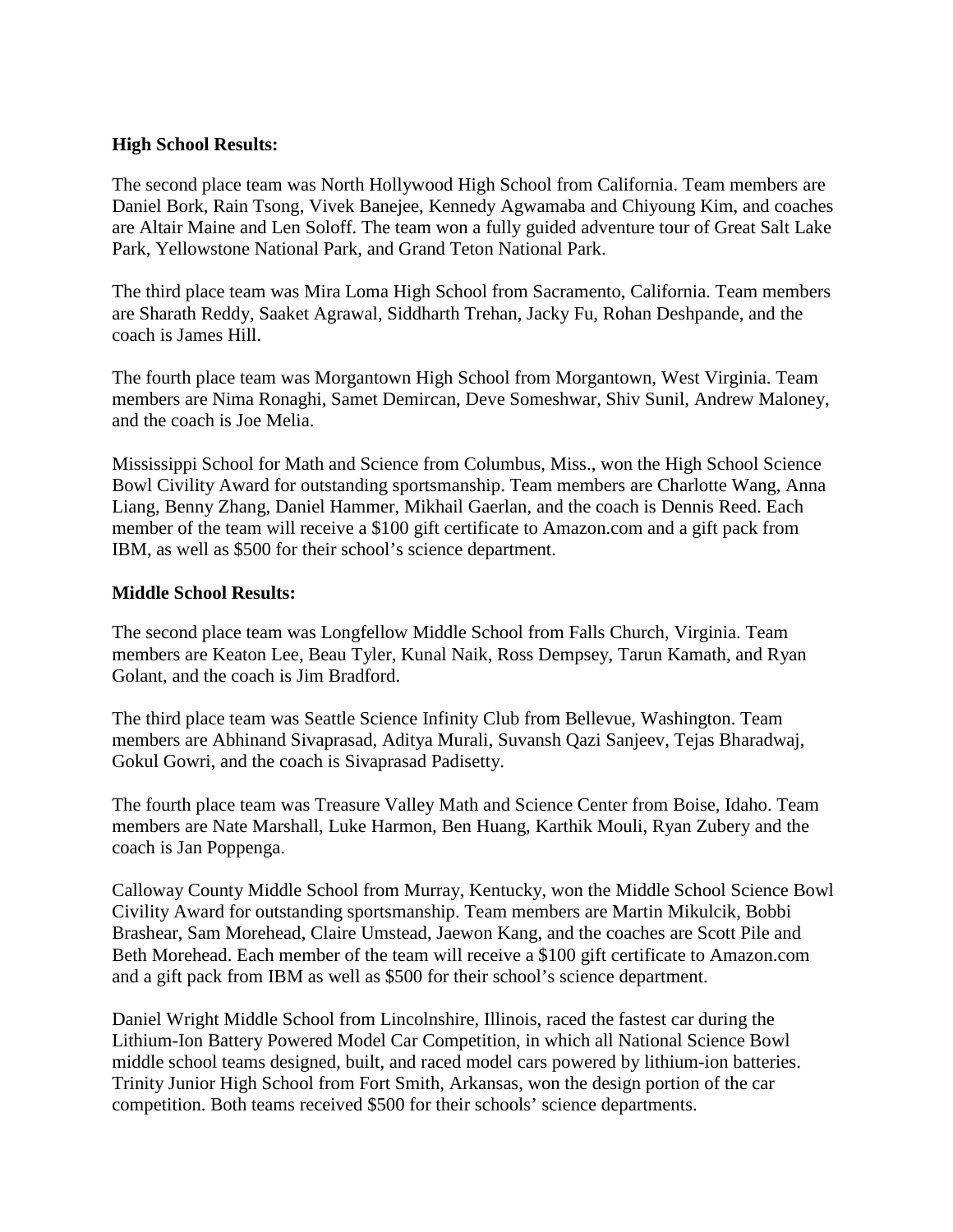**High School Results:**

The second place team was North Hollywood High School from California. Team members are Daniel Bork, Rain Tsong, Vivek Banejee, Kennedy Agwamaba and Chiyoung Kim, and coaches are Altair Maine and Len Soloff. The team won a fully guided adventure tour of Great Salt Lake Park, Yellowstone National Park, and Grand Teton National Park.

The third place team was Mira Loma High School from Sacramento, California. Team members are Sharath Reddy, Saaket Agrawal, Siddharth Trehan, Jacky Fu, Rohan Deshpande, and the coach is James Hill.

The fourth place team was Morgantown High School from Morgantown, West Virginia. Team members are Nima Ronaghi, Samet Demircan, Deve Someshwar, Shiv Sunil, Andrew Maloney, and the coach is Joe Melia.

Mississippi School for Math and Science from Columbus, Miss., won the High School Science Bowl Civility Award for outstanding sportsmanship. Team members are Charlotte Wang, Anna Liang, Benny Zhang, Daniel Hammer, Mikhail Gaerlan, and the coach is Dennis Reed. Each member of the team will receive a $100 gift certificate to Amazon.com and a gift pack from IBM, as well as $500 for their school's science department.

**Middle School Results:**

The second place team was Longfellow Middle School from Falls Church, Virginia. Team members are Keaton Lee, Beau Tyler, Kunal Naik, Ross Dempsey, Tarun Kamath, and Ryan Golant, and the coach is Jim Bradford.

The third place team was Seattle Science Infinity Club from Bellevue, Washington. Team members are Abhinand Sivaprasad, Aditya Murali, Suvansh Qazi Sanjeev, Tejas Bharadwaj, Gokul Gowri, and the coach is Sivaprasad Padisetty.

The fourth place team was Treasure Valley Math and Science Center from Boise, Idaho. Team members are Nate Marshall, Luke Harmon, Ben Huang, Karthik Mouli, Ryan Zubery and the coach is Jan Poppenga.

Calloway County Middle School from Murray, Kentucky, won the Middle School Science Bowl Civility Award for outstanding sportsmanship. Team members are Martin Mikulcik, Bobbi Brashear, Sam Morehead, Claire Umstead, Jaewon Kang, and the coaches are Scott Pile and Beth Morehead. Each member of the team will receive a $100 gift certificate to Amazon.com and a gift pack from IBM as well as $500 for their school's science department.

Daniel Wright Middle School from Lincolnshire, Illinois, raced the fastest car during the Lithium-Ion Battery Powered Model Car Competition, in which all National Science Bowl middle school teams designed, built, and raced model cars powered by lithium-ion batteries. Trinity Junior High School from Fort Smith, Arkansas, won the design portion of the car competition. Both teams received $500 for their schools' science departments.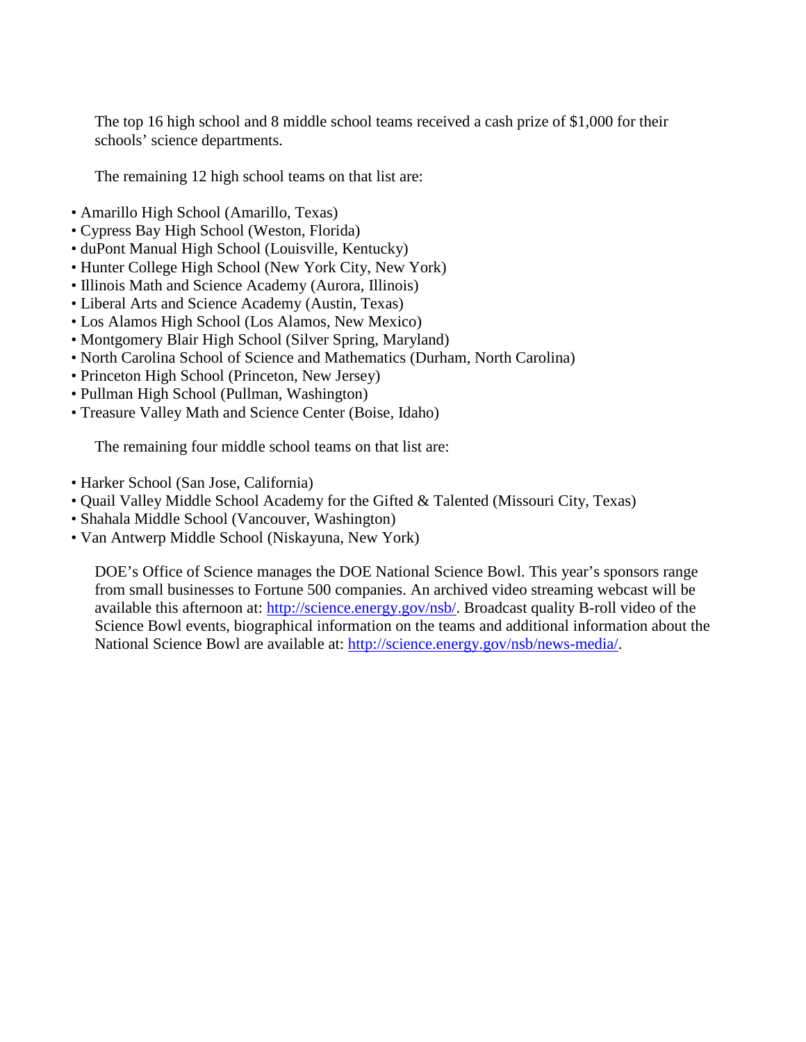The top 16 high school and 8 middle school teams received a cash prize of $1,000 for their schools' science departments.

The remaining 12 high school teams on that list are:

- Amarillo High School (Amarillo, Texas)
- Cypress Bay High School (Weston, Florida)
- duPont Manual High School (Louisville, Kentucky)
- Hunter College High School (New York City, New York)
- Illinois Math and Science Academy (Aurora, Illinois)
- Liberal Arts and Science Academy (Austin, Texas)
- Los Alamos High School (Los Alamos, New Mexico)
- Montgomery Blair High School (Silver Spring, Maryland)
- North Carolina School of Science and Mathematics (Durham, North Carolina)
- Princeton High School (Princeton, New Jersey)
- Pullman High School (Pullman, Washington)
- Treasure Valley Math and Science Center (Boise, Idaho)

The remaining four middle school teams on that list are:

- Harker School (San Jose, California)
- Quail Valley Middle School Academy for the Gifted & Talented (Missouri City, Texas)
- Shahala Middle School (Vancouver, Washington)
- Van Antwerp Middle School (Niskayuna, New York)

DOE's Office of Science manages the DOE National Science Bowl. This year's sponsors range from small businesses to Fortune 500 companies. An archived video streaming webcast will be available this afternoon at: [http://science.energy.gov/nsb/](http://science.energy.gov/nsb/). Broadcast quality B-roll video of the Science Bowl events, biographical information on the teams and additional information about the National Science Bowl are available at: [http://science.energy.gov/nsb/news-media/](http://science.energy.gov/nsb/news-media/).